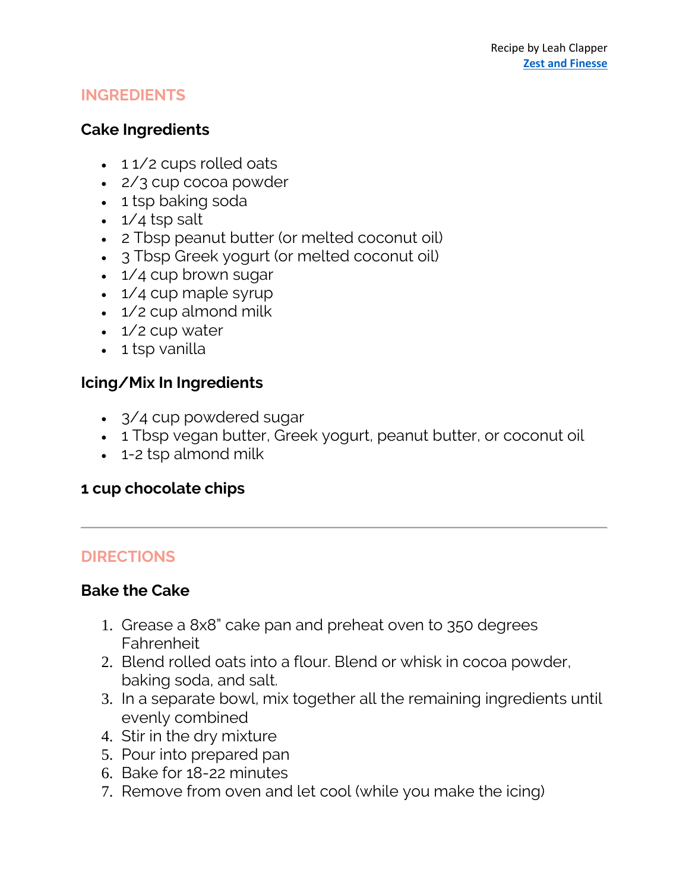Recipe by Leah Clapper
**Zest and Finesse**

## INGREDIENTS

### Cake Ingredients

- 1 1/2 cups rolled oats
- 2/3 cup cocoa powder
- 1 tsp baking soda
- 1/4 tsp salt
- 2 Tbsp peanut butter (or melted coconut oil)
- 3 Tbsp Greek yogurt (or melted coconut oil)
- 1/4 cup brown sugar
- 1/4 cup maple syrup
- 1/2 cup almond milk
- 1/2 cup water
- 1 tsp vanilla

### Icing/Mix In Ingredients

- 3/4 cup powdered sugar
- 1 Tbsp vegan butter, Greek yogurt, peanut butter, or coconut oil
- 1-2 tsp almond milk

### 1 cup chocolate chips

---

## DIRECTIONS

### Bake the Cake

1. Grease a 8x8" cake pan and preheat oven to 350 degrees Fahrenheit
2. Blend rolled oats into a flour. Blend or whisk in cocoa powder, baking soda, and salt.
3. In a separate bowl, mix together all the remaining ingredients until evenly combined
4. Stir in the dry mixture
5. Pour into prepared pan
6. Bake for 18-22 minutes
7. Remove from oven and let cool (while you make the icing)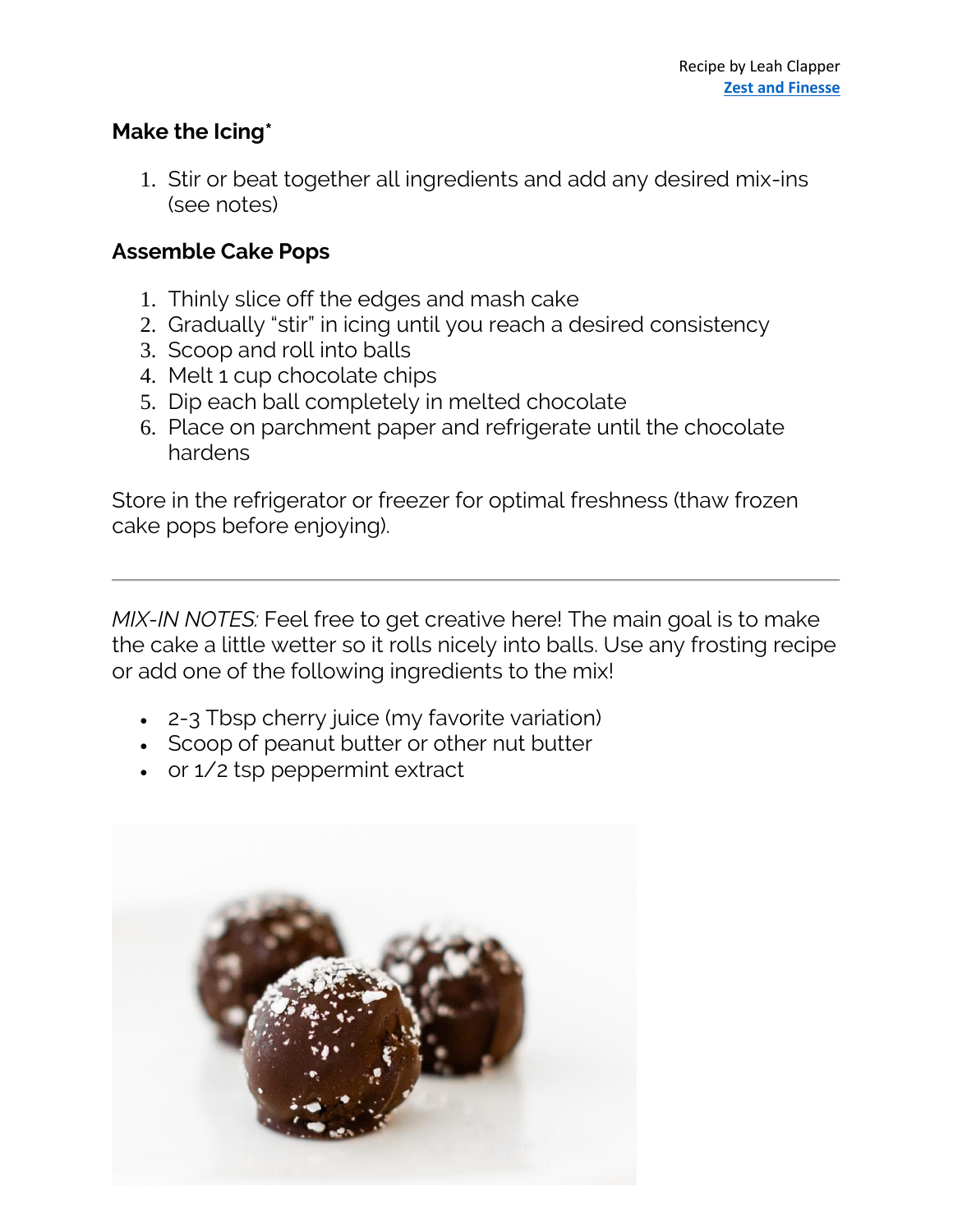Recipe by Leah Clapper
[Zest and Finesse]

## Make the Icing*

1. Stir or beat together all ingredients and add any desired mix-ins (see notes)

## Assemble Cake Pops

1. Thinly slice off the edges and mash cake
2. Gradually "stir" in icing until you reach a desired consistency
3. Scoop and roll into balls
4. Melt 1 cup chocolate chips
5. Dip each ball completely in melted chocolate
6. Place on parchment paper and refrigerate until the chocolate hardens

Store in the refrigerator or freezer for optimal freshness (thaw frozen cake pops before enjoying).

---

*MIX-IN NOTES:* Feel free to get creative here! The main goal is to make the cake a little wetter so it rolls nicely into balls. Use any frosting recipe or add one of the following ingredients to the mix!

- 2-3 Tbsp cherry juice (my favorite variation)
- Scoop of peanut butter or other nut butter
- or 1/2 tsp peppermint extract